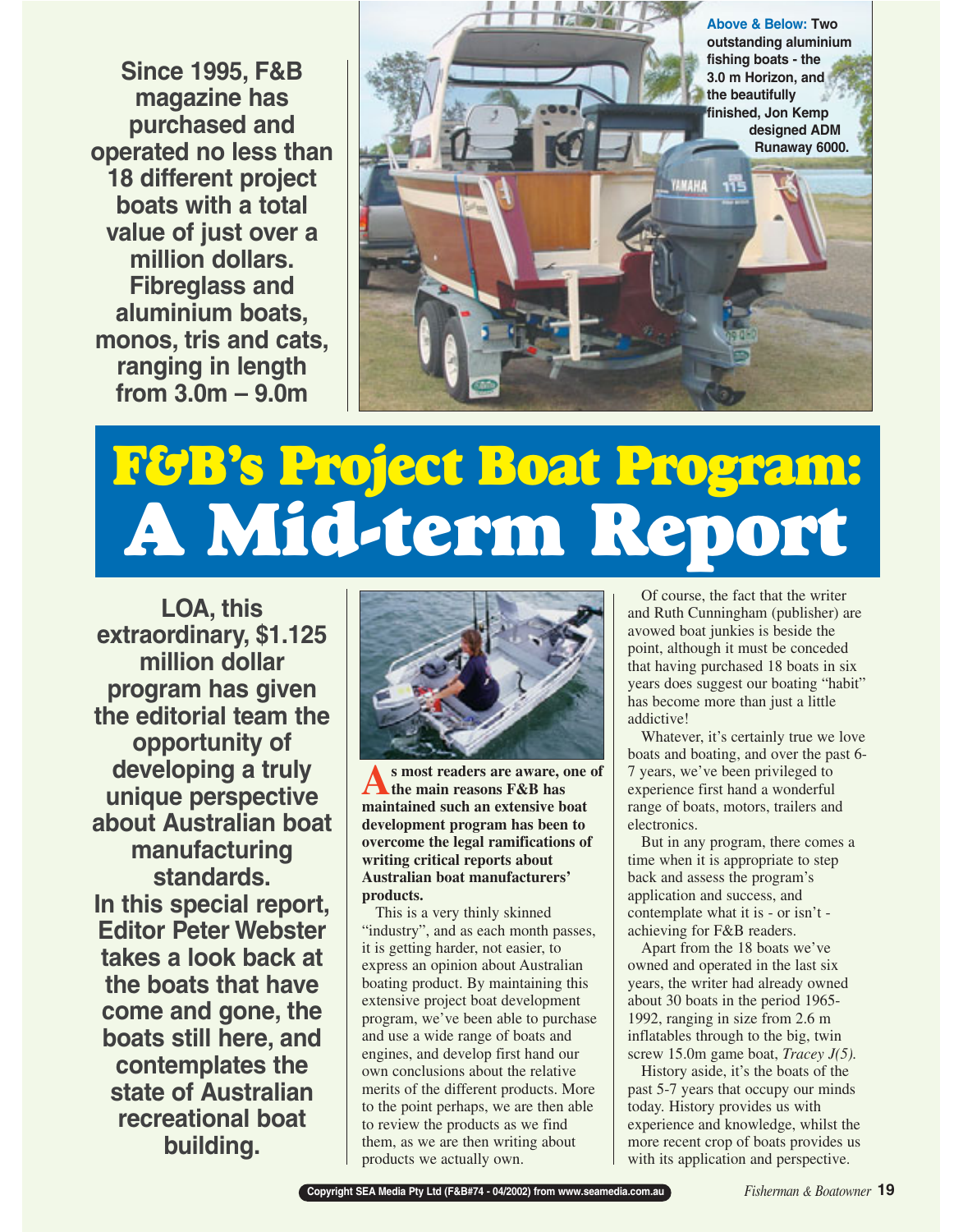Since 1995, F&B magazine has purchased and operated no less than 18 different project boats with a total value of just over a million dollars. Fibreglass and aluminium boats, monos, tris and cats, ranging in length from 3.0m – 9.0m

**Above & Below:** Two outstanding aluminium fishing boats - the 3.0 m Horizon, and the beautifully finished, Jon Kemp designed ADM Runaway 6000.

# F&B's Project Boat Program: A Mid-term Report

LOA, this extraordinary, $1.125 million dollar program has given the editorial team the opportunity of developing a truly unique perspective about Australian boat manufacturing standards.

In this special report, Editor Peter Webster takes a look back at the boats that have come and gone, the boats still here, and contemplates the state of Australian recreational boat building.

**As most readers are aware, one of the main reasons F&B has maintained such an extensive boat development program has been to overcome the legal ramifications of writing critical reports about Australian boat manufacturers' products.**

This is a very thinly skinned "industry", and as each month passes, it is getting harder, not easier, to express an opinion about Australian boating product. By maintaining this extensive project boat development program, we've been able to purchase and use a wide range of boats and engines, and develop first hand our own conclusions about the relative merits of the different products. More to the point perhaps, we are then able to review the products as we find them, as we are then writing about products we actually own.

Of course, the fact that the writer and Ruth Cunningham (publisher) are avowed boat junkies is beside the point, although it must be conceded that having purchased 18 boats in six years does suggest our boating "habit" has become more than just a little addictive!

Whatever, it's certainly true we love boats and boating, and over the past 6-7 years, we've been privileged to experience first hand a wonderful range of boats, motors, trailers and electronics.

But in any program, there comes a time when it is appropriate to step back and assess the program's application and success, and contemplate what it is - or isn't - achieving for F&B readers.

Apart from the 18 boats we've owned and operated in the last six years, the writer had already owned about 30 boats in the period 1965-1992, ranging in size from 2.6 m inflatables through to the big, twin screw 15.0m game boat, *Tracey J(5).*

History aside, it's the boats of the past 5-7 years that occupy our minds today. History provides us with experience and knowledge, whilst the more recent crop of boats provides us with its application and perspective.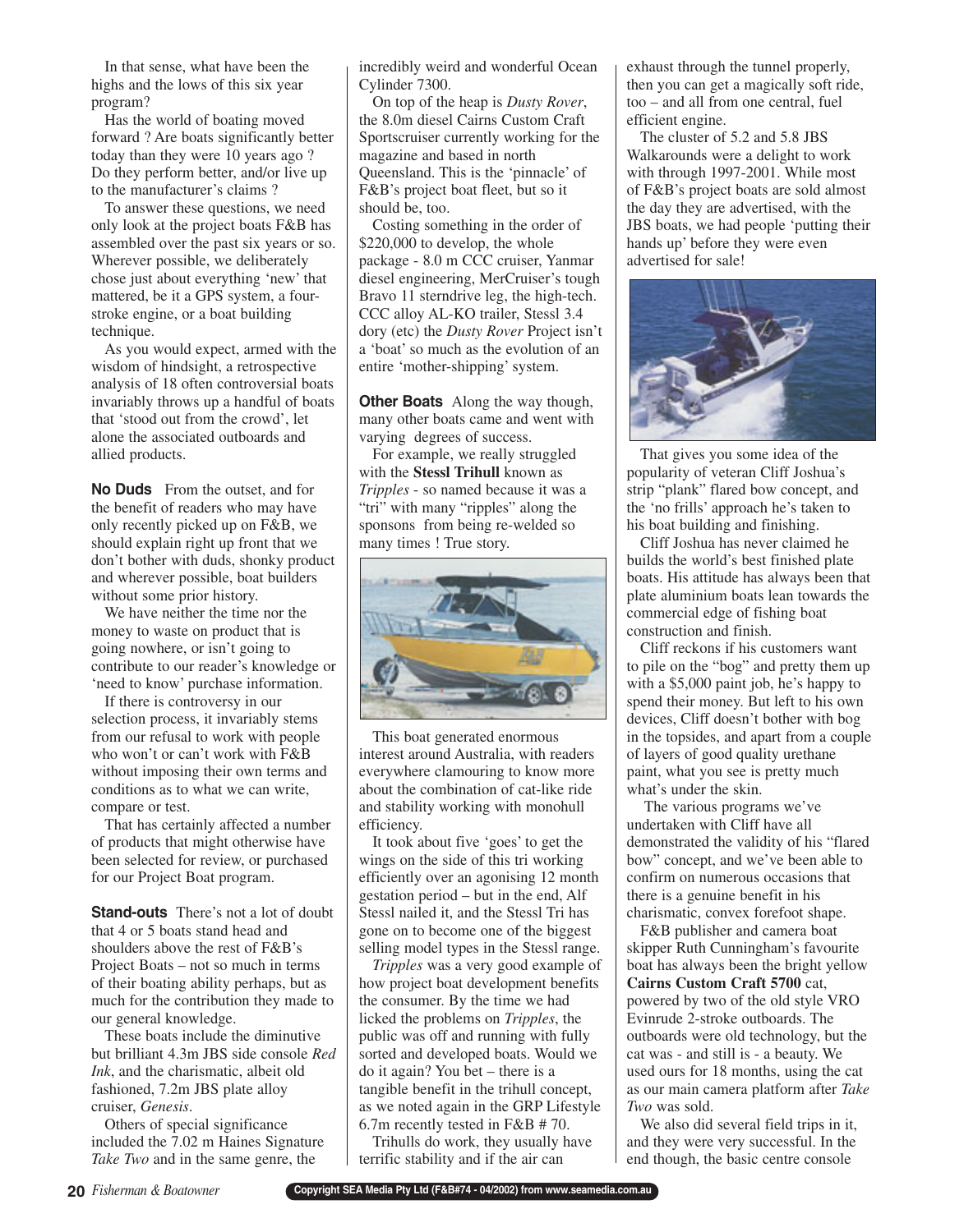In that sense, what have been the highs and the lows of this six year program?

Has the world of boating moved forward ? Are boats significantly better today than they were 10 years ago ? Do they perform better, and/or live up to the manufacturer's claims ?

To answer these questions, we need only look at the project boats F&B has assembled over the past six years or so. Wherever possible, we deliberately chose just about everything 'new' that mattered, be it a GPS system, a four-stroke engine, or a boat building technique.

As you would expect, armed with the wisdom of hindsight, a retrospective analysis of 18 often controversial boats invariably throws up a handful of boats that 'stood out from the crowd', let alone the associated outboards and allied products.

**No Duds** From the outset, and for the benefit of readers who may have only recently picked up on F&B, we should explain right up front that we don't bother with duds, shonky product and wherever possible, boat builders without some prior history.

We have neither the time nor the money to waste on product that is going nowhere, or isn't going to contribute to our reader's knowledge or 'need to know' purchase information.

If there is controversy in our selection process, it invariably stems from our refusal to work with people who won't or can't work with F&B without imposing their own terms and conditions as to what we can write, compare or test.

That has certainly affected a number of products that might otherwise have been selected for review, or purchased for our Project Boat program.

**Stand-outs** There's not a lot of doubt that 4 or 5 boats stand head and shoulders above the rest of F&B's Project Boats – not so much in terms of their boating ability perhaps, but as much for the contribution they made to our general knowledge.

These boats include the diminutive but brilliant 4.3m JBS side console *Red Ink*, and the charismatic, albeit old fashioned, 7.2m JBS plate alloy cruiser, *Genesis*.

Others of special significance included the 7.02 m Haines Signature *Take Two* and in the same genre, the incredibly weird and wonderful Ocean Cylinder 7300.

On top of the heap is *Dusty Rover*, the 8.0m diesel Cairns Custom Craft Sportscruiser currently working for the magazine and based in north Queensland. This is the 'pinnacle' of F&B's project boat fleet, but so it should be, too.

Costing something in the order of $220,000 to develop, the whole package - 8.0 m CCC cruiser, Yanmar diesel engineering, MerCruiser's tough Bravo 11 sterndrive leg, the high-tech. CCC alloy AL-KO trailer, Stessl 3.4 dory (etc) the *Dusty Rover* Project isn't a 'boat' so much as the evolution of an entire 'mother-shipping' system.

**Other Boats** Along the way though, many other boats came and went with varying degrees of success.

For example, we really struggled with the **Stessl Trihull** known as *Tripples* - so named because it was a "tri" with many "ripples" along the sponsons from being re-welded so many times ! True story.

This boat generated enormous interest around Australia, with readers everywhere clamouring to know more about the combination of cat-like ride and stability working with monohull efficiency.

It took about five 'goes' to get the wings on the side of this tri working efficiently over an agonising 12 month gestation period – but in the end, Alf Stessl nailed it, and the Stessl Tri has gone on to become one of the biggest selling model types in the Stessl range.

*Tripples* was a very good example of how project boat development benefits the consumer. By the time we had licked the problems on *Tripples*, the public was off and running with fully sorted and developed boats. Would we do it again? You bet – there is a tangible benefit in the trihull concept, as we noted again in the GRP Lifestyle 6.7m recently tested in F&B # 70.

Trihulls do work, they usually have terrific stability and if the air can exhaust through the tunnel properly, then you can get a magically soft ride, too – and all from one central, fuel efficient engine.

The cluster of 5.2 and 5.8 JBS Walkarounds were a delight to work with through 1997-2001. While most of F&B's project boats are sold almost the day they are advertised, with the JBS boats, we had people 'putting their hands up' before they were even advertised for sale!

That gives you some idea of the popularity of veteran Cliff Joshua's strip "plank" flared bow concept, and the 'no frills' approach he's taken to his boat building and finishing.

Cliff Joshua has never claimed he builds the world's best finished plate boats. His attitude has always been that plate aluminium boats lean towards the commercial edge of fishing boat construction and finish.

Cliff reckons if his customers want to pile on the "bog" and pretty them up with a $5,000 paint job, he's happy to spend their money. But left to his own devices, Cliff doesn't bother with bog in the topsides, and apart from a couple of layers of good quality urethane paint, what you see is pretty much what's under the skin.

The various programs we've undertaken with Cliff have all demonstrated the validity of his "flared bow" concept, and we've been able to confirm on numerous occasions that there is a genuine benefit in his charismatic, convex forefoot shape.

F&B publisher and camera boat skipper Ruth Cunningham's favourite boat has always been the bright yellow **Cairns Custom Craft 5700** cat, powered by two of the old style VRO Evinrude 2-stroke outboards. The outboards were old technology, but the cat was - and still is - a beauty. We used ours for 18 months, using the cat as our main camera platform after *Take Two* was sold.

We also did several field trips in it, and they were very successful. In the end though, the basic centre console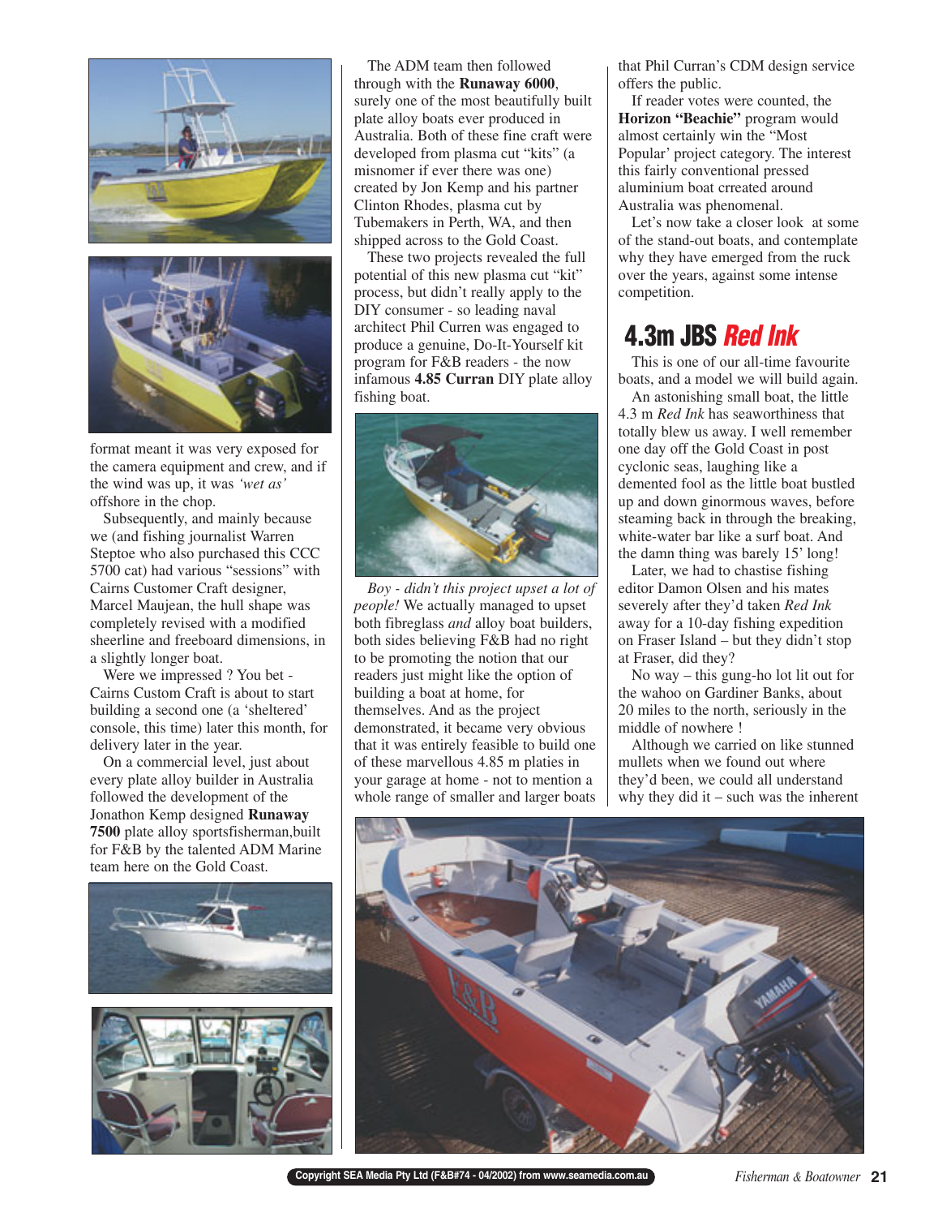format meant it was very exposed for the camera equipment and crew, and if the wind was up, it was *'wet as'* offshore in the chop.

Subsequently, and mainly because we (and fishing journalist Warren Steptoe who also purchased this CCC 5700 cat) had various "sessions" with Cairns Customer Craft designer, Marcel Maujean, the hull shape was completely revised with a modified sheerline and freeboard dimensions, in a slightly longer boat.

Were we impressed ? You bet - Cairns Custom Craft is about to start building a second one (a 'sheltered' console, this time) later this month, for delivery later in the year.

On a commercial level, just about every plate alloy builder in Australia followed the development of the Jonathon Kemp designed **Runaway 7500** plate alloy sportsfisherman,built for F&B by the talented ADM Marine team here on the Gold Coast.

The ADM team then followed through with the **Runaway 6000**, surely one of the most beautifully built plate alloy boats ever produced in Australia. Both of these fine craft were developed from plasma cut "kits" (a misnomer if ever there was one) created by Jon Kemp and his partner Clinton Rhodes, plasma cut by Tubemakers in Perth, WA, and then shipped across to the Gold Coast.

These two projects revealed the full potential of this new plasma cut "kit" process, but didn't really apply to the DIY consumer - so leading naval architect Phil Curren was engaged to produce a genuine, Do-It-Yourself kit program for F&B readers - the now infamous **4.85 Curran** DIY plate alloy fishing boat.

*Boy - didn't this project upset a lot of people!* We actually managed to upset both fibreglass *and* alloy boat builders, both sides believing F&B had no right to be promoting the notion that our readers just might like the option of building a boat at home, for themselves. And as the project demonstrated, it became very obvious that it was entirely feasible to build one of these marvellous 4.85 m platies in your garage at home - not to mention a whole range of smaller and larger boats that Phil Curran's CDM design service offers the public.

If reader votes were counted, the **Horizon "Beachie"** program would almost certainly win the "Most Popular' project category. The interest this fairly conventional pressed aluminium boat crreated around Australia was phenomenal.

Let's now take a closer look at some of the stand-out boats, and contemplate why they have emerged from the ruck over the years, against some intense competition.

## 4.3m JBS *Red Ink*

This is one of our all-time favourite boats, and a model we will build again.

An astonishing small boat, the little 4.3 m *Red Ink* has seaworthiness that totally blew us away. I well remember one day off the Gold Coast in post cyclonic seas, laughing like a demented fool as the little boat bustled up and down ginormous waves, before steaming back in through the breaking, white-water bar like a surf boat. And the damn thing was barely 15' long!

Later, we had to chastise fishing editor Damon Olsen and his mates severely after they'd taken *Red Ink* away for a 10-day fishing expedition on Fraser Island – but they didn't stop at Fraser, did they?

No way – this gung-ho lot lit out for the wahoo on Gardiner Banks, about 20 miles to the north, seriously in the middle of nowhere !

Although we carried on like stunned mullets when we found out where they'd been, we could all understand why they did it – such was the inherent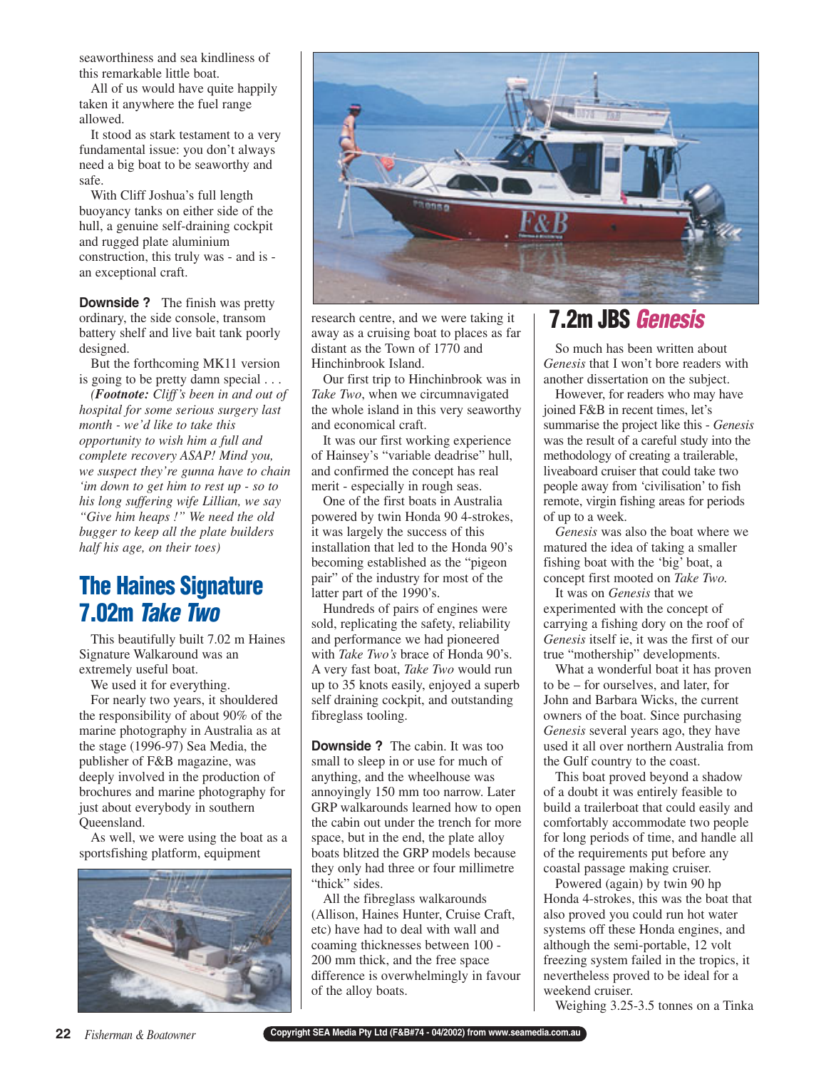seaworthiness and sea kindliness of this remarkable little boat.

All of us would have quite happily taken it anywhere the fuel range allowed.

It stood as stark testament to a very fundamental issue: you don't always need a big boat to be seaworthy and safe.

With Cliff Joshua's full length buoyancy tanks on either side of the hull, a genuine self-draining cockpit and rugged plate aluminium construction, this truly was - and is - an exceptional craft.

**Downside ?** The finish was pretty ordinary, the side console, transom battery shelf and live bait tank poorly designed.

But the forthcoming MK11 version is going to be pretty damn special . . .

*(**Footnote:** Cliff's been in and out of hospital for some serious surgery last month - we'd like to take this opportunity to wish him a full and complete recovery ASAP! Mind you, we suspect they're gunna have to chain 'im down to get him to rest up - so to his long suffering wife Lillian, we say "Give him heaps !" We need the old bugger to keep all the plate builders half his age, on their toes)*

## The Haines Signature 7.02m *Take Two*

This beautifully built 7.02 m Haines Signature Walkaround was an extremely useful boat.

We used it for everything.

For nearly two years, it shouldered the responsibility of about 90% of the marine photography in Australia as at the stage (1996-97) Sea Media, the publisher of F&B magazine, was deeply involved in the production of brochures and marine photography for just about everybody in southern Queensland.

As well, we were using the boat as a sportsfishing platform, equipment research centre, and we were taking it away as a cruising boat to places as far distant as the Town of 1770 and Hinchinbrook Island.

Our first trip to Hinchinbrook was in *Take Two*, when we circumnavigated the whole island in this very seaworthy and economical craft.

It was our first working experience of Hainsey's "variable deadrise" hull, and confirmed the concept has real merit - especially in rough seas.

One of the first boats in Australia powered by twin Honda 90 4-strokes, it was largely the success of this installation that led to the Honda 90's becoming established as the "pigeon pair" of the industry for most of the latter part of the 1990's.

Hundreds of pairs of engines were sold, replicating the safety, reliability and performance we had pioneered with *Take Two's* brace of Honda 90's. A very fast boat, *Take Two* would run up to 35 knots easily, enjoyed a superb self draining cockpit, and outstanding fibreglass tooling.

**Downside ?** The cabin. It was too small to sleep in or use for much of anything, and the wheelhouse was annoyingly 150 mm too narrow. Later GRP walkarounds learned how to open the cabin out under the trench for more space, but in the end, the plate alloy boats blitzed the GRP models because they only had three or four millimetre "thick" sides.

All the fibreglass walkarounds (Allison, Haines Hunter, Cruise Craft, etc) have had to deal with wall and coaming thicknesses between 100 - 200 mm thick, and the free space difference is overwhelmingly in favour of the alloy boats.

## 7.2m JBS *Genesis*

So much has been written about *Genesis* that I won't bore readers with another dissertation on the subject.

However, for readers who may have joined F&B in recent times, let's summarise the project like this - *Genesis* was the result of a careful study into the methodology of creating a trailerable, liveaboard cruiser that could take two people away from 'civilisation' to fish remote, virgin fishing areas for periods of up to a week.

*Genesis* was also the boat where we matured the idea of taking a smaller fishing boat with the 'big' boat, a concept first mooted on *Take Two.*

It was on *Genesis* that we experimented with the concept of carrying a fishing dory on the roof of *Genesis* itself ie, it was the first of our true "mothership" developments.

What a wonderful boat it has proven to be – for ourselves, and later, for John and Barbara Wicks, the current owners of the boat. Since purchasing *Genesis* several years ago, they have used it all over northern Australia from the Gulf country to the coast.

This boat proved beyond a shadow of a doubt it was entirely feasible to build a trailerboat that could easily and comfortably accommodate two people for long periods of time, and handle all of the requirements put before any coastal passage making cruiser.

Powered (again) by twin 90 hp Honda 4-strokes, this was the boat that also proved you could run hot water systems off these Honda engines, and although the semi-portable, 12 volt freezing system failed in the tropics, it nevertheless proved to be ideal for a weekend cruiser.

Weighing 3.25-3.5 tonnes on a Tinka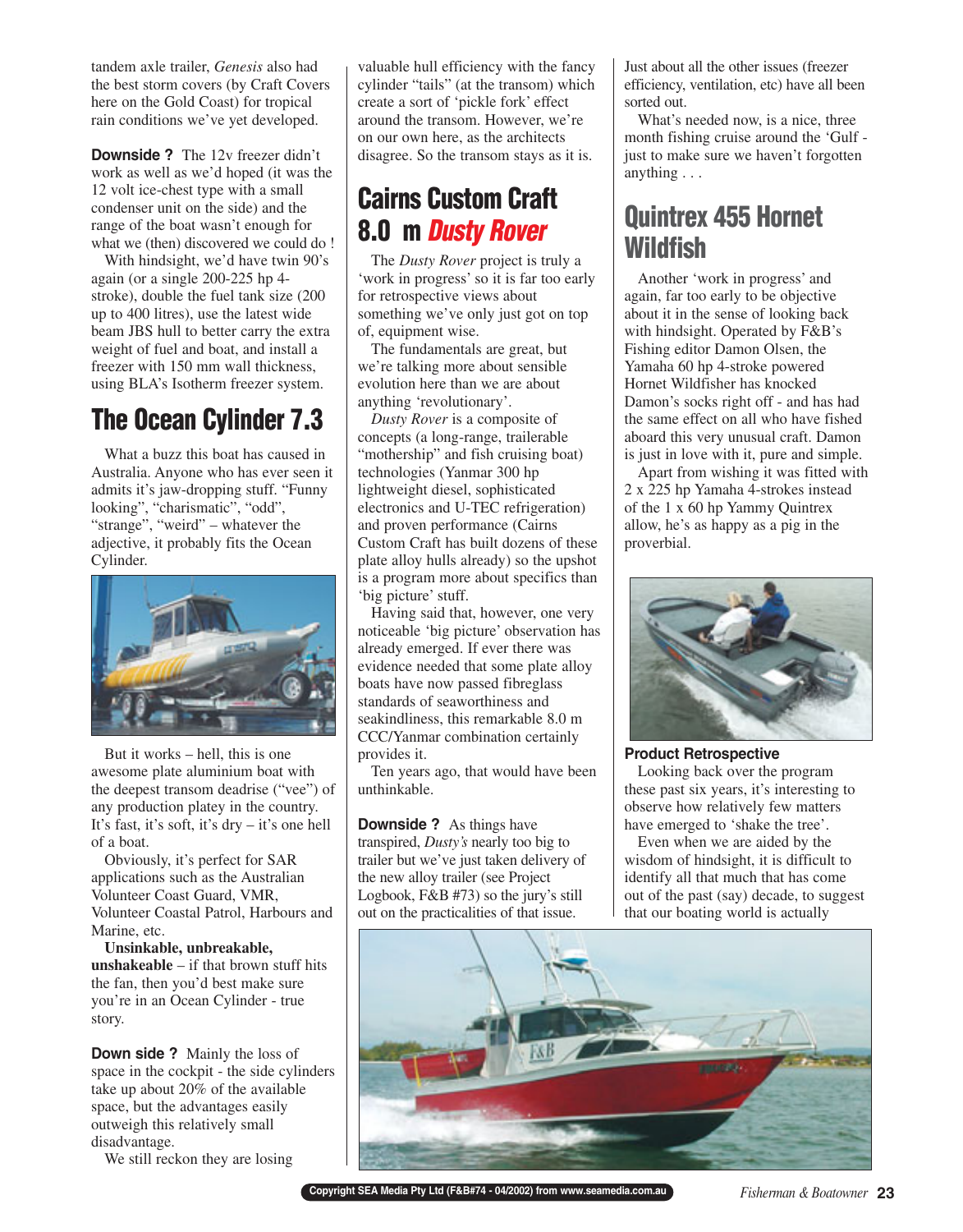tandem axle trailer, *Genesis* also had the best storm covers (by Craft Covers here on the Gold Coast) for tropical rain conditions we've yet developed.

**Downside ?** The 12v freezer didn't work as well as we'd hoped (it was the 12 volt ice-chest type with a small condenser unit on the side) and the range of the boat wasn't enough for what we (then) discovered we could do !

With hindsight, we'd have twin 90's again (or a single 200-225 hp 4-stroke), double the fuel tank size (200 up to 400 litres), use the latest wide beam JBS hull to better carry the extra weight of fuel and boat, and install a freezer with 150 mm wall thickness, using BLA's Isotherm freezer system.

## The Ocean Cylinder 7.3

What a buzz this boat has caused in Australia. Anyone who has ever seen it admits it's jaw-dropping stuff. "Funny looking", "charismatic", "odd", "strange", "weird" – whatever the adjective, it probably fits the Ocean Cylinder.

But it works – hell, this is one awesome plate aluminium boat with the deepest transom deadrise ("vee") of any production platey in the country. It's fast, it's soft, it's dry – it's one hell of a boat.

Obviously, it's perfect for SAR applications such as the Australian Volunteer Coast Guard, VMR, Volunteer Coastal Patrol, Harbours and Marine, etc.

**Unsinkable, unbreakable, unshakeable** – if that brown stuff hits the fan, then you'd best make sure you're in an Ocean Cylinder - true story.

**Down side ?** Mainly the loss of space in the cockpit - the side cylinders take up about 20% of the available space, but the advantages easily outweigh this relatively small disadvantage.

We still reckon they are losing valuable hull efficiency with the fancy cylinder "tails" (at the transom) which create a sort of 'pickle fork' effect around the transom. However, we're on our own here, as the architects disagree. So the transom stays as it is.

## Cairns Custom Craft 8.0 m *Dusty Rover*

The *Dusty Rover* project is truly a 'work in progress' so it is far too early for retrospective views about something we've only just got on top of, equipment wise.

The fundamentals are great, but we're talking more about sensible evolution here than we are about anything 'revolutionary'.

*Dusty Rover* is a composite of concepts (a long-range, trailerable "mothership" and fish cruising boat) technologies (Yanmar 300 hp lightweight diesel, sophisticated electronics and U-TEC refrigeration) and proven performance (Cairns Custom Craft has built dozens of these plate alloy hulls already) so the upshot is a program more about specifics than 'big picture' stuff.

Having said that, however, one very noticeable 'big picture' observation has already emerged. If ever there was evidence needed that some plate alloy boats have now passed fibreglass standards of seaworthiness and seakindliness, this remarkable 8.0 m CCC/Yanmar combination certainly provides it.

Ten years ago, that would have been unthinkable.

**Downside ?** As things have transpired, *Dusty's* nearly too big to trailer but we've just taken delivery of the new alloy trailer (see Project Logbook, F&B #73) so the jury's still out on the practicalities of that issue.

Just about all the other issues (freezer efficiency, ventilation, etc) have all been sorted out.

What's needed now, is a nice, three month fishing cruise around the 'Gulf - just to make sure we haven't forgotten anything . . .

## Quintrex 455 Hornet Wildfish

Another 'work in progress' and again, far too early to be objective about it in the sense of looking back with hindsight. Operated by F&B's Fishing editor Damon Olsen, the Yamaha 60 hp 4-stroke powered Hornet Wildfisher has knocked Damon's socks right off - and has had the same effect on all who have fished aboard this very unusual craft. Damon is just in love with it, pure and simple.

Apart from wishing it was fitted with 2 x 225 hp Yamaha 4-strokes instead of the 1 x 60 hp Yammy Quintrex allow, he's as happy as a pig in the proverbial.

### Product Retrospective

Looking back over the program these past six years, it's interesting to observe how relatively few matters have emerged to 'shake the tree'.

Even when we are aided by the wisdom of hindsight, it is difficult to identify all that much that has come out of the past (say) decade, to suggest that our boating world is actually

Copyright SEA Media Pty Ltd (F&B#74 - 04/2002) from www.seamedia.com.au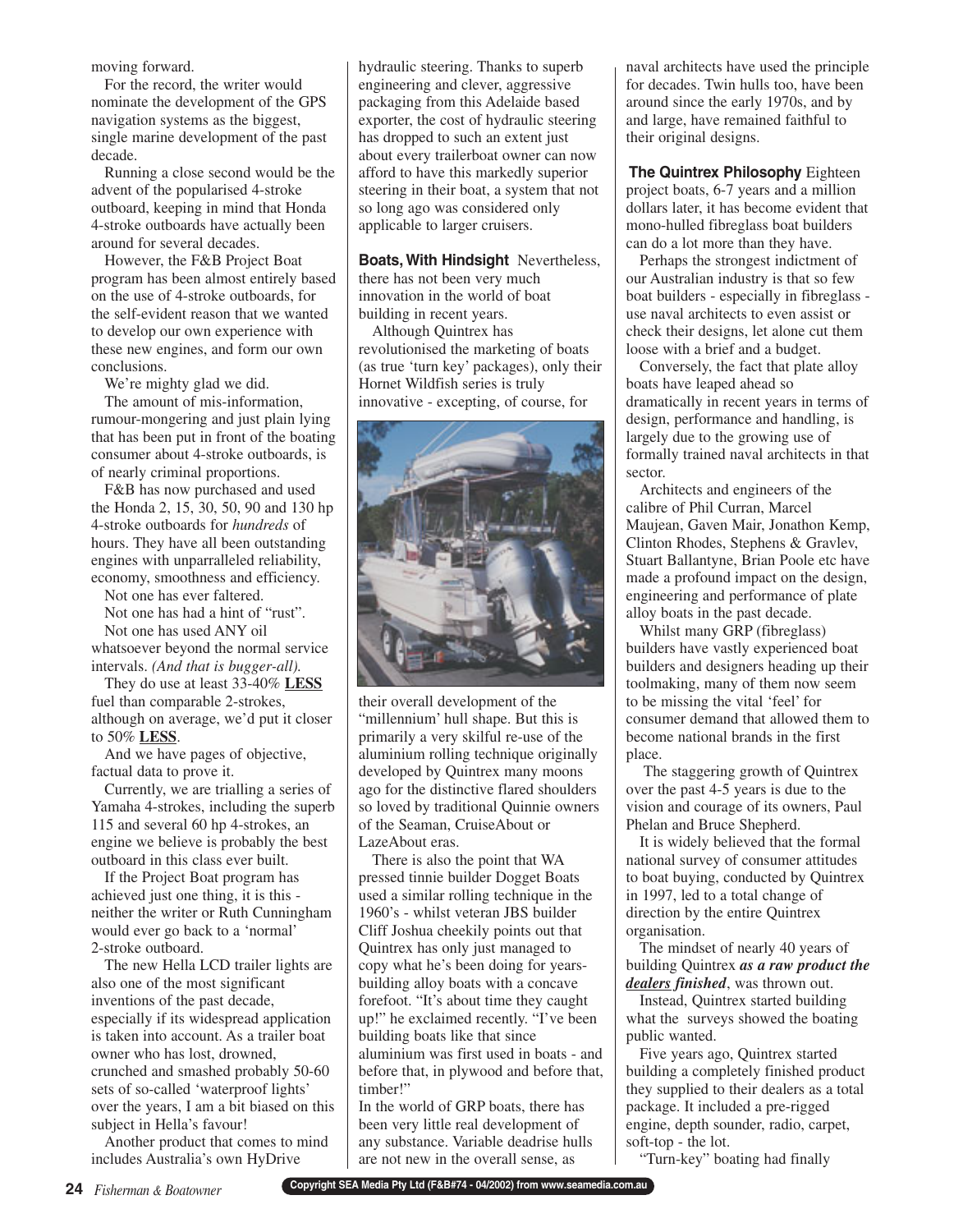moving forward.

For the record, the writer would nominate the development of the GPS navigation systems as the biggest, single marine development of the past decade.

Running a close second would be the advent of the popularised 4-stroke outboard, keeping in mind that Honda 4-stroke outboards have actually been around for several decades.

However, the F&B Project Boat program has been almost entirely based on the use of 4-stroke outboards, for the self-evident reason that we wanted to develop our own experience with these new engines, and form our own conclusions.

We're mighty glad we did.

The amount of mis-information, rumour-mongering and just plain lying that has been put in front of the boating consumer about 4-stroke outboards, is of nearly criminal proportions.

F&B has now purchased and used the Honda 2, 15, 30, 50, 90 and 130 hp 4-stroke outboards for *hundreds* of hours. They have all been outstanding engines with unparralleled reliability, economy, smoothness and efficiency.

Not one has ever faltered.

Not one has had a hint of "rust".

Not one has used ANY oil whatsoever beyond the normal service intervals. *(And that is bugger-all).*

They do use at least 33-40% **LESS** fuel than comparable 2-strokes, although on average, we'd put it closer to 50% **LESS**.

And we have pages of objective, factual data to prove it.

Currently, we are trialling a series of Yamaha 4-strokes, including the superb 115 and several 60 hp 4-strokes, an engine we believe is probably the best outboard in this class ever built.

If the Project Boat program has achieved just one thing, it is this - neither the writer or Ruth Cunningham would ever go back to a 'normal' 2-stroke outboard.

The new Hella LCD trailer lights are also one of the most significant inventions of the past decade, especially if its widespread application is taken into account. As a trailer boat owner who has lost, drowned, crunched and smashed probably 50-60 sets of so-called 'waterproof lights' over the years, I am a bit biased on this subject in Hella's favour!

Another product that comes to mind includes Australia's own HyDrive hydraulic steering. Thanks to superb engineering and clever, aggressive packaging from this Adelaide based exporter, the cost of hydraulic steering has dropped to such an extent just about every trailerboat owner can now afford to have this markedly superior steering in their boat, a system that not so long ago was considered only applicable to larger cruisers.

**Boats, With Hindsight** Nevertheless, there has not been very much innovation in the world of boat building in recent years.

Although Quintrex has revolutionised the marketing of boats (as true 'turn key' packages), only their Hornet Wildfish series is truly innovative - excepting, of course, for their overall development of the "millennium" hull shape. But this is primarily a very skilful re-use of the aluminium rolling technique originally developed by Quintrex many moons ago for the distinctive flared shoulders so loved by traditional Quinnie owners of the Seaman, CruiseAbout or LazeAbout eras.

There is also the point that WA pressed tinnie builder Dogget Boats used a similar rolling technique in the 1960's - whilst veteran JBS builder Cliff Joshua cheekily points out that Quintrex has only just managed to copy what he's been doing for years- building alloy boats with a concave forefoot. "It's about time they caught up!" he exclaimed recently. "I've been building boats like that since aluminium was first used in boats - and before that, in plywood and before that, timber!"

In the world of GRP boats, there has been very little real development of any substance. Variable deadrise hulls are not new in the overall sense, as naval architects have used the principle for decades. Twin hulls too, have been around since the early 1970s, and by and large, have remained faithful to their original designs.

**The Quintrex Philosophy** Eighteen project boats, 6-7 years and a million dollars later, it has become evident that mono-hulled fibreglass boat builders can do a lot more than they have.

Perhaps the strongest indictment of our Australian industry is that so few boat builders - especially in fibreglass - use naval architects to even assist or check their designs, let alone cut them loose with a brief and a budget.

Conversely, the fact that plate alloy boats have leaped ahead so dramatically in recent years in terms of design, performance and handling, is largely due to the growing use of formally trained naval architects in that sector.

Architects and engineers of the calibre of Phil Curran, Marcel Maujean, Gaven Mair, Jonathon Kemp, Clinton Rhodes, Stephens & Gravlev, Stuart Ballantyne, Brian Poole etc have made a profound impact on the design, engineering and performance of plate alloy boats in the past decade.

Whilst many GRP (fibreglass) builders have vastly experienced boat builders and designers heading up their toolmaking, many of them now seem to be missing the vital 'feel' for consumer demand that allowed them to become national brands in the first place.

The staggering growth of Quintrex over the past 4-5 years is due to the vision and courage of its owners, Paul Phelan and Bruce Shepherd.

It is widely believed that the formal national survey of consumer attitudes to boat buying, conducted by Quintrex in 1997, led to a total change of direction by the entire Quintrex organisation.

The mindset of nearly 40 years of building Quintrex ***as a raw product the <u>dealers finished</u>***, was thrown out.

Instead, Quintrex started building what the surveys showed the boating public wanted.

Five years ago, Quintrex started building a completely finished product they supplied to their dealers as a total package. It included a pre-rigged engine, depth sounder, radio, carpet, soft-top - the lot.

"Turn-key" boating had finally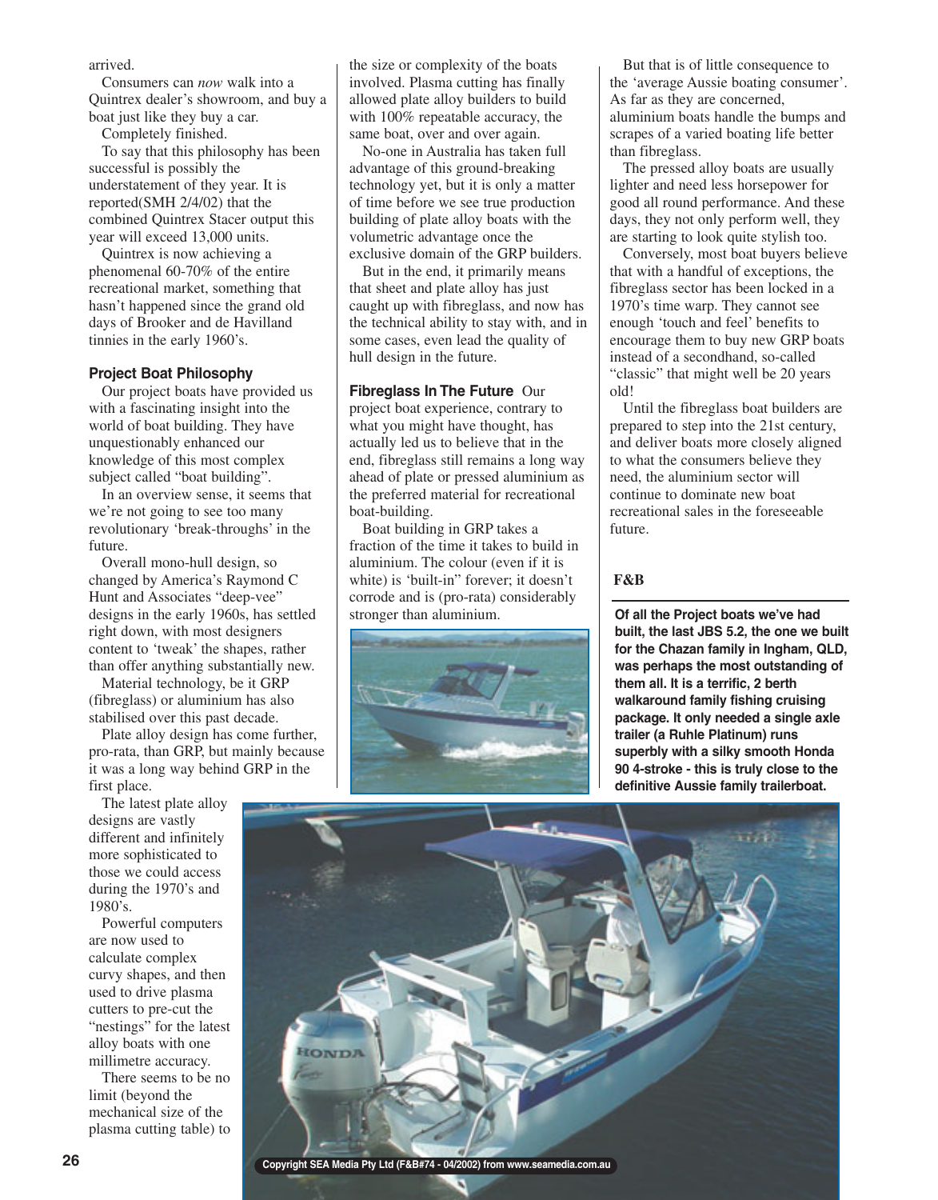arrived.

Consumers can *now* walk into a Quintrex dealer's showroom, and buy a boat just like they buy a car.

Completely finished.

To say that this philosophy has been successful is possibly the understatement of they year. It is reported(SMH 2/4/02) that the combined Quintrex Stacer output this year will exceed 13,000 units.

Quintrex is now achieving a phenomenal 60-70% of the entire recreational market, something that hasn't happened since the grand old days of Brooker and de Havilland tinnies in the early 1960's.

### Project Boat Philosophy

Our project boats have provided us with a fascinating insight into the world of boat building. They have unquestionably enhanced our knowledge of this most complex subject called "boat building".

In an overview sense, it seems that we're not going to see too many revolutionary 'break-throughs' in the future.

Overall mono-hull design, so changed by America's Raymond C Hunt and Associates "deep-vee" designs in the early 1960s, has settled right down, with most designers content to 'tweak' the shapes, rather than offer anything substantially new.

Material technology, be it GRP (fibreglass) or aluminium has also stabilised over this past decade.

Plate alloy design has come further, pro-rata, than GRP, but mainly because it was a long way behind GRP in the first place.

The latest plate alloy designs are vastly different and infinitely more sophisticated to those we could access during the 1970's and 1980's.

Powerful computers are now used to calculate complex curvy shapes, and then used to drive plasma cutters to pre-cut the "nestings" for the latest alloy boats with one millimetre accuracy.

There seems to be no limit (beyond the mechanical size of the plasma cutting table) to the size or complexity of the boats involved. Plasma cutting has finally allowed plate alloy builders to build with 100% repeatable accuracy, the same boat, over and over again.

No-one in Australia has taken full advantage of this ground-breaking technology yet, but it is only a matter of time before we see true production building of plate alloy boats with the volumetric advantage once the exclusive domain of the GRP builders.

But in the end, it primarily means that sheet and plate alloy has just caught up with fibreglass, and now has the technical ability to stay with, and in some cases, even lead the quality of hull design in the future.

**Fibreglass In The Future** Our project boat experience, contrary to what you might have thought, has actually led us to believe that in the end, fibreglass still remains a long way ahead of plate or pressed aluminium as the preferred material for recreational boat-building.

Boat building in GRP takes a fraction of the time it takes to build in aluminium. The colour (even if it is white) is 'built-in" forever; it doesn't corrode and is (pro-rata) considerably stronger than aluminium.

But that is of little consequence to the 'average Aussie boating consumer'. As far as they are concerned, aluminium boats handle the bumps and scrapes of a varied boating life better than fibreglass.

The pressed alloy boats are usually lighter and need less horsepower for good all round performance. And these days, they not only perform well, they are starting to look quite stylish too.

Conversely, most boat buyers believe that with a handful of exceptions, the fibreglass sector has been locked in a 1970's time warp. They cannot see enough 'touch and feel' benefits to encourage them to buy new GRP boats instead of a secondhand, so-called "classic" that might well be 20 years old!

Until the fibreglass boat builders are prepared to step into the 21st century, and deliver boats more closely aligned to what the consumers believe they need, the aluminium sector will continue to dominate new boat recreational sales in the foreseeable future.

**F&B**

**Of all the Project boats we've had built, the last JBS 5.2, the one we built for the Chazan family in Ingham, QLD, was perhaps the most outstanding of them all. It is a terrific, 2 berth walkaround family fishing cruising package. It only needed a single axle trailer (a Ruhle Platinum) runs superbly with a silky smooth Honda 90 4-stroke - this is truly close to the definitive Aussie family trailerboat.**

Copyright SEA Media Pty Ltd (F&B#74 - 04/2002) from www.seamedia.com.au